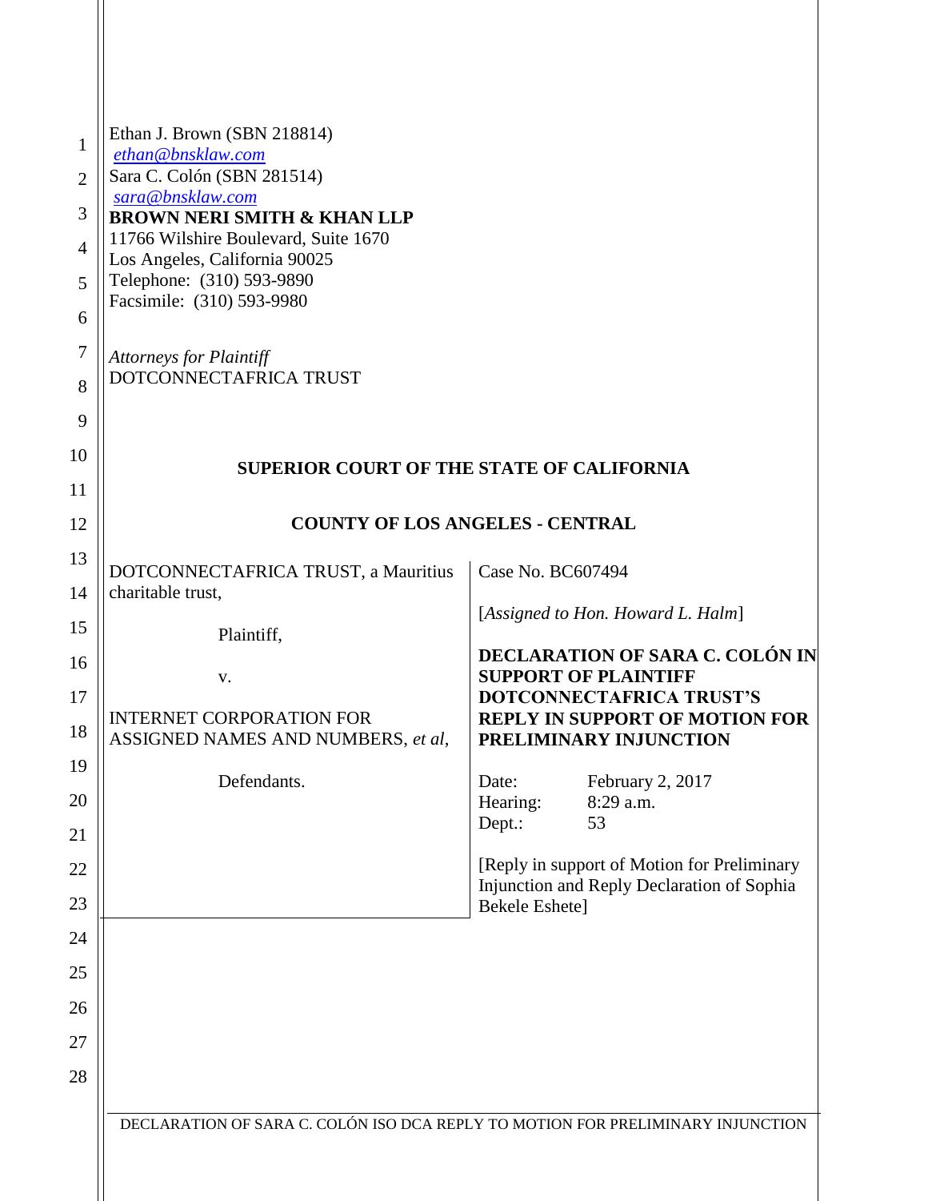Ethan J. Brown (SBN 218814)
ethan@bnsklaw.com
Sara C. Colón (SBN 281514)
sara@bnsklaw.com
**BROWN NERI SMITH & KHAN LLP**
11766 Wilshire Boulevard, Suite 1670
Los Angeles, California 90025
Telephone: (310) 593-9890
Facsimile: (310) 593-9980

*Attorneys for Plaintiff*
DOTCONNECTAFRICA TRUST

**SUPERIOR COURT OF THE STATE OF CALIFORNIA**

**COUNTY OF LOS ANGELES - CENTRAL**

DOTCONNECTAFRICA TRUST, a Mauritius charitable trust,

Plaintiff,

v.

INTERNET CORPORATION FOR ASSIGNED NAMES AND NUMBERS, *et al*,

Defendants.

Case No. BC607494

[*Assigned to Hon. Howard L. Halm*]

**DECLARATION OF SARA C. COLÓN IN SUPPORT OF PLAINTIFF DOTCONNECTAFRICA TRUST'S REPLY IN SUPPORT OF MOTION FOR PRELIMINARY INJUNCTION**

Date: February 2, 2017
Hearing: 8:29 a.m.
Dept.: 53

[Reply in support of Motion for Preliminary Injunction and Reply Declaration of Sophia Bekele Eshete]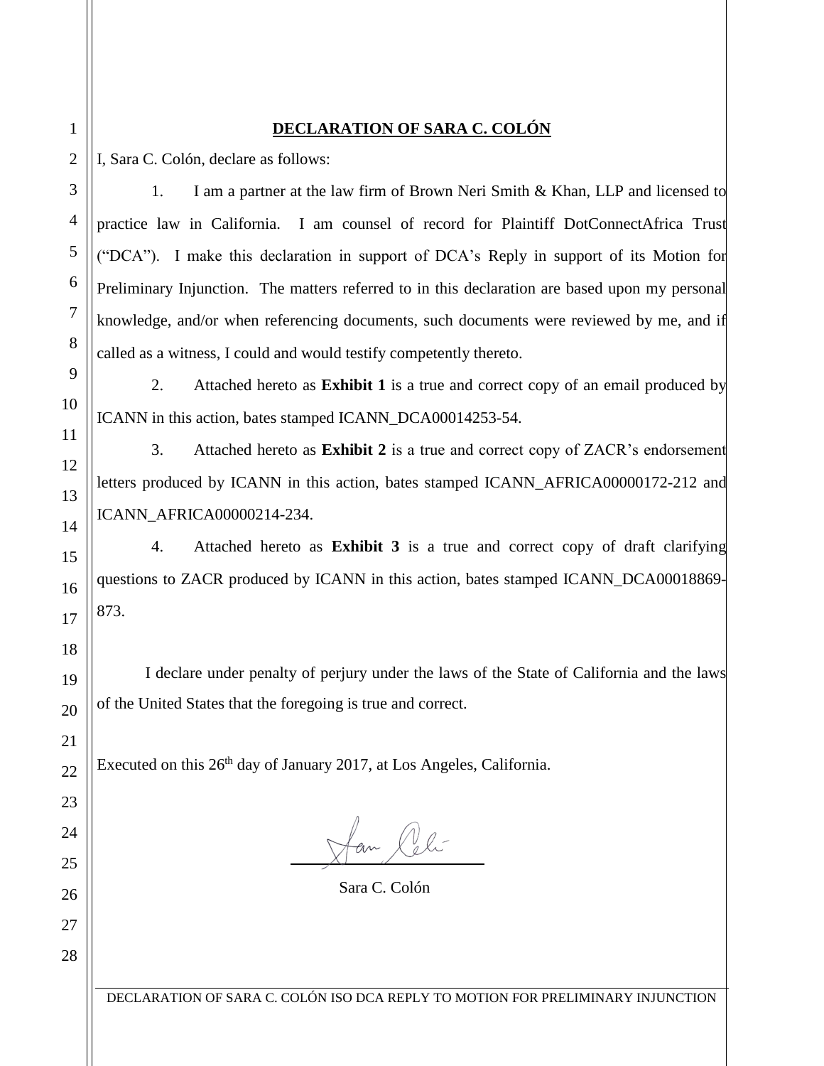# DECLARATION OF SARA C. COLÓN

I, Sara C. Colón, declare as follows:

1. I am a partner at the law firm of Brown Neri Smith & Khan, LLP and licensed to practice law in California. I am counsel of record for Plaintiff DotConnectAfrica Trust ("DCA"). I make this declaration in support of DCA's Reply in support of its Motion for Preliminary Injunction. The matters referred to in this declaration are based upon my personal knowledge, and/or when referencing documents, such documents were reviewed by me, and if called as a witness, I could and would testify competently thereto.

2. Attached hereto as **Exhibit 1** is a true and correct copy of an email produced by ICANN in this action, bates stamped ICANN_DCA00014253-54.

3. Attached hereto as **Exhibit 2** is a true and correct copy of ZACR's endorsement letters produced by ICANN in this action, bates stamped ICANN_AFRICA00000172-212 and ICANN_AFRICA00000214-234.

4. Attached hereto as **Exhibit 3** is a true and correct copy of draft clarifying questions to ZACR produced by ICANN in this action, bates stamped ICANN_DCA00018869-873.

I declare under penalty of perjury under the laws of the State of California and the laws of the United States that the foregoing is true and correct.

Executed on this 26th day of January 2017, at Los Angeles, California.

Sara C. Colón